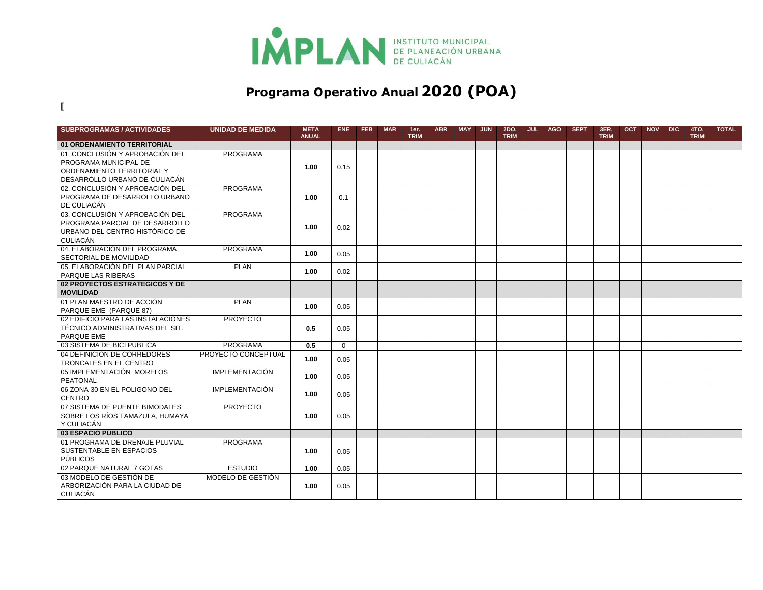IMPLAN INSTITUTO MUNICIPAL DE PLANEACIÓN URBANA DE CULIACÁN

# Programa Operativo Anual 2020 (POA)

[

| SUBPROGRAMAS / ACTIVIDADES | UNIDAD DE MEDIDA | META ANUAL | ENE | FEB | MAR | 1er. TRIM | ABR | MAY | JUN | 2DO. TRIM | JUL | AGO | SEPT | 3ER. TRIM | OCT | NOV | DIC | 4TO. TRIM | TOTAL |
|---|---|---|---|---|---|---|---|---|---|---|---|---|---|---|---|---|---|---|---|
| **01 ORDENAMIENTO TERRITORIAL** | | | | | | | | | | | | | | | | | | | |
| 01. CONCLUSIÓN Y APROBACIÓN DEL PROGRAMA MUNICIPAL DE ORDENAMIENTO TERRITORIAL Y DESARROLLO URBANO DE CULIACÁN | PROGRAMA | **1.00** | 0.15 | | | | | | | | | | | | | | | | |
| 02. CONCLUSIÓN Y APROBACIÓN DEL PROGRAMA DE DESARROLLO URBANO DE CULIACÁN | PROGRAMA | **1.00** | 0.1 | | | | | | | | | | | | | | | | |
| 03. CONCLUSIÓN Y APROBACIÓN DEL PROGRAMA PARCIAL DE DESARROLLO URBANO DEL CENTRO HISTÓRICO DE CULIACÁN | PROGRAMA | **1.00** | 0.02 | | | | | | | | | | | | | | | | |
| 04. ELABORACIÓN DEL PROGRAMA SECTORIAL DE MOVILIDAD | PROGRAMA | **1.00** | 0.05 | | | | | | | | | | | | | | | | |
| 05. ELABORACIÓN DEL PLAN PARCIAL PARQUE LAS RIBERAS | PLAN | **1.00** | 0.02 | | | | | | | | | | | | | | | | |
| **02 PROYECTOS ESTRATEGICOS Y DE MOVILIDAD** | | | | | | | | | | | | | | | | | | | |
| 01 PLAN MAESTRO DE ACCIÓN PARQUE EME (PARQUE 87) | PLAN | **1.00** | 0.05 | | | | | | | | | | | | | | | | |
| 02 EDIFICIO PARA LAS INSTALACIONES TÉCNICO ADMINISTRATIVAS DEL SIT. PARQUE EME | PROYECTO | **0.5** | 0.05 | | | | | | | | | | | | | | | | |
| 03 SISTEMA DE BICI PÚBLICA | PROGRAMA | **0.5** | 0 | | | | | | | | | | | | | | | | |
| 04 DEFINICIÓN DE CORREDORES TRONCALES EN EL CENTRO | PROYECTO CONCEPTUAL | **1.00** | 0.05 | | | | | | | | | | | | | | | | |
| 05 IMPLEMENTACIÓN MORELOS PEATONAL | IMPLEMENTACIÓN | **1.00** | 0.05 | | | | | | | | | | | | | | | | |
| 06 ZONA 30 EN EL POLIGONO DEL CENTRO | IMPLEMENTACIÓN | **1.00** | 0.05 | | | | | | | | | | | | | | | | |
| 07 SISTEMA DE PUENTE BIMODALES SOBRE LOS RÍOS TAMAZULA, HUMAYA Y CULIACÁN | PROYECTO | **1.00** | 0.05 | | | | | | | | | | | | | | | | |
| **03 ESPACIO PÚBLICO** | | | | | | | | | | | | | | | | | | | |
| 01 PROGRAMA DE DRENAJE PLUVIAL SUSTENTABLE EN ESPACIOS PÚBLICOS | PROGRAMA | **1.00** | 0.05 | | | | | | | | | | | | | | | | |
| 02 PARQUE NATURAL 7 GOTAS | ESTUDIO | **1.00** | 0.05 | | | | | | | | | | | | | | | | |
| 03 MODELO DE GESTIÓN DE ARBORIZACIÓN PARA LA CIUDAD DE CULIACÁN | MODELO DE GESTIÓN | **1.00** | 0.05 | | | | | | | | | | | | | | | | |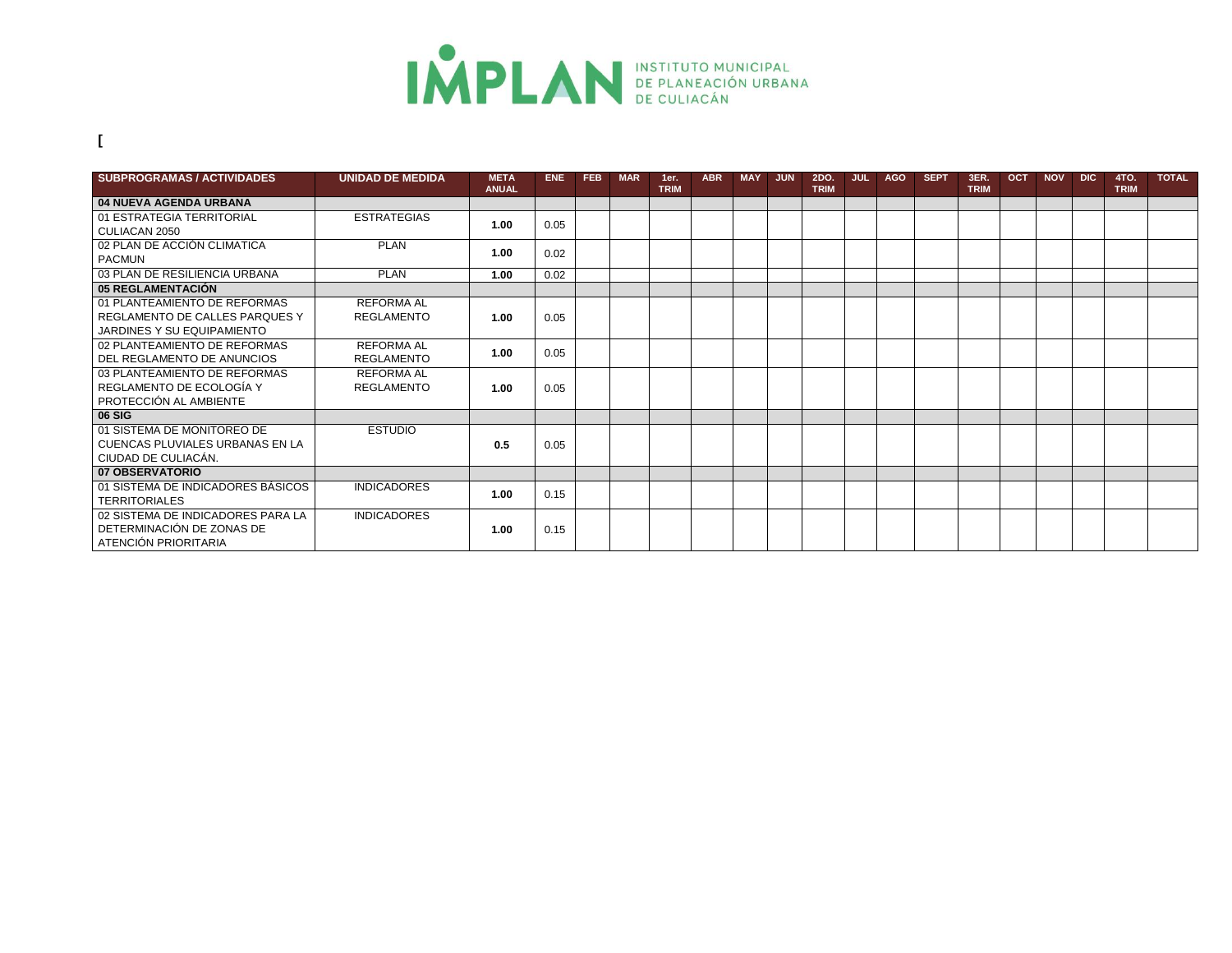**IMPLAN** INSTITUTO MUNICIPAL DE PLANEACIÓN URBANA DE CULIACÁN

[

| SUBPROGRAMAS / ACTIVIDADES | UNIDAD DE MEDIDA | META ANUAL | ENE | FEB | MAR | 1er. TRIM | ABR | MAY | JUN | 2DO. TRIM | JUL | AGO | SEPT | 3ER. TRIM | OCT | NOV | DIC | 4TO. TRIM | TOTAL |
|---|---|---|---|---|---|---|---|---|---|---|---|---|---|---|---|---|---|---|---|
| **04 NUEVA AGENDA URBANA** | | | | | | | | | | | | | | | | | | | |
| 01 ESTRATEGIA TERRITORIAL CULIACAN 2050 | ESTRATEGIAS | **1.00** | 0.05 | | | | | | | | | | | | | | | | |
| 02 PLAN DE ACCIÓN CLIMATICA PACMUN | PLAN | **1.00** | 0.02 | | | | | | | | | | | | | | | | |
| 03 PLAN DE RESILIENCIA URBANA | PLAN | **1.00** | 0.02 | | | | | | | | | | | | | | | | |
| **05 REGLAMENTACIÓN** | | | | | | | | | | | | | | | | | | | |
| 01 PLANTEAMIENTO DE REFORMAS REGLAMENTO DE CALLES PARQUES Y JARDINES Y SU EQUIPAMIENTO | REFORMA AL REGLAMENTO | **1.00** | 0.05 | | | | | | | | | | | | | | | | |
| 02 PLANTEAMIENTO DE REFORMAS DEL REGLAMENTO DE ANUNCIOS | REFORMA AL REGLAMENTO | **1.00** | 0.05 | | | | | | | | | | | | | | | | |
| 03 PLANTEAMIENTO DE REFORMAS REGLAMENTO DE ECOLOGÍA Y PROTECCIÓN AL AMBIENTE | REFORMA AL REGLAMENTO | **1.00** | 0.05 | | | | | | | | | | | | | | | | |
| **06 SIG** | | | | | | | | | | | | | | | | | | | |
| 01 SISTEMA DE MONITOREO DE CUENCAS PLUVIALES URBANAS EN LA CIUDAD DE CULIACÁN. | ESTUDIO | **0.5** | 0.05 | | | | | | | | | | | | | | | | |
| **07 OBSERVATORIO** | | | | | | | | | | | | | | | | | | | |
| 01 SISTEMA DE INDICADORES BÁSICOS TERRITORIALES | INDICADORES | **1.00** | 0.15 | | | | | | | | | | | | | | | | |
| 02 SISTEMA DE INDICADORES PARA LA DETERMINACIÓN DE ZONAS DE ATENCIÓN PRIORITARIA | INDICADORES | **1.00** | 0.15 | | | | | | | | | | | | | | | | |